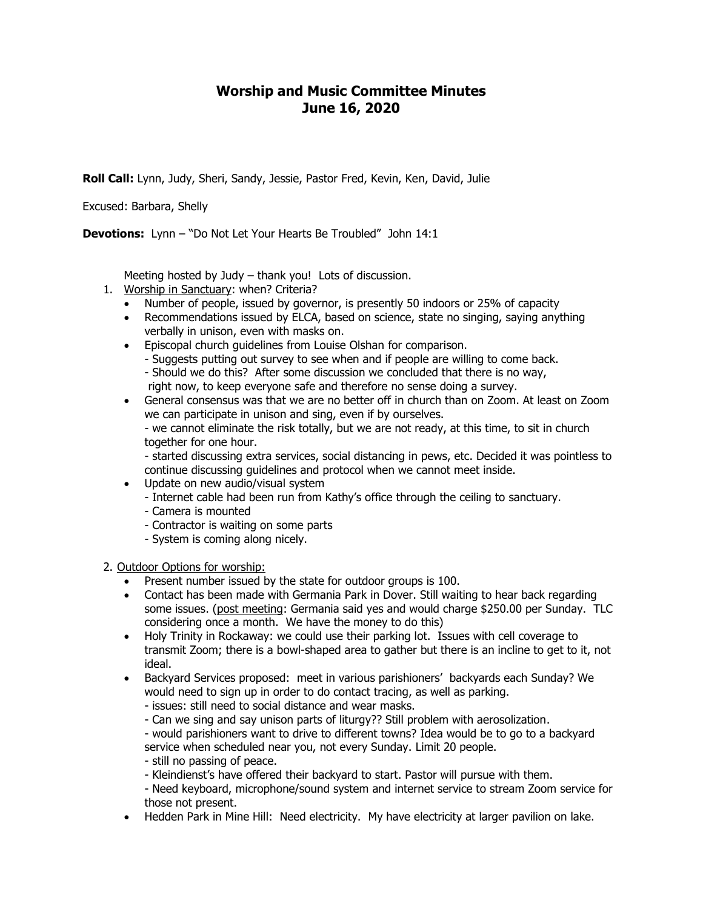# Worship and Music Committee Minutes
## June 16, 2020

**Roll Call:** Lynn, Judy, Sheri, Sandy, Jessie, Pastor Fred, Kevin, Ken, David, Julie

Excused: Barbara, Shelly

**Devotions:** Lynn – "Do Not Let Your Hearts Be Troubled" John 14:1

Meeting hosted by Judy – thank you! Lots of discussion.

1. Worship in Sanctuary: when? Criteria?
   - Number of people, issued by governor, is presently 50 indoors or 25% of capacity
   - Recommendations issued by ELCA, based on science, state no singing, saying anything verbally in unison, even with masks on.
   - Episcopal church guidelines from Louise Olshan for comparison.
     - Suggests putting out survey to see when and if people are willing to come back.
     - Should we do this? After some discussion we concluded that there is no way, right now, to keep everyone safe and therefore no sense doing a survey.
   - General consensus was that we are no better off in church than on Zoom. At least on Zoom we can participate in unison and sing, even if by ourselves.
     - we cannot eliminate the risk totally, but we are not ready, at this time, to sit in church together for one hour.
     - started discussing extra services, social distancing in pews, etc. Decided it was pointless to continue discussing guidelines and protocol when we cannot meet inside.
   - Update on new audio/visual system
     - Internet cable had been run from Kathy's office through the ceiling to sanctuary.
     - Camera is mounted
     - Contractor is waiting on some parts
     - System is coming along nicely.

2. Outdoor Options for worship:
   - Present number issued by the state for outdoor groups is 100.
   - Contact has been made with Germania Park in Dover. Still waiting to hear back regarding some issues. (post meeting: Germania said yes and would charge $250.00 per Sunday. TLC considering once a month. We have the money to do this)
   - Holy Trinity in Rockaway: we could use their parking lot. Issues with cell coverage to transmit Zoom; there is a bowl-shaped area to gather but there is an incline to get to it, not ideal.
   - Backyard Services proposed: meet in various parishioners' backyards each Sunday? We would need to sign up in order to do contact tracing, as well as parking.
     - issues: still need to social distance and wear masks.
     - Can we sing and say unison parts of liturgy?? Still problem with aerosolization.
     - would parishioners want to drive to different towns? Idea would be to go to a backyard service when scheduled near you, not every Sunday. Limit 20 people.
     - still no passing of peace.
     - Kleindienst's have offered their backyard to start. Pastor will pursue with them.
     - Need keyboard, microphone/sound system and internet service to stream Zoom service for those not present.
   - Hedden Park in Mine Hill: Need electricity. My have electricity at larger pavilion on lake.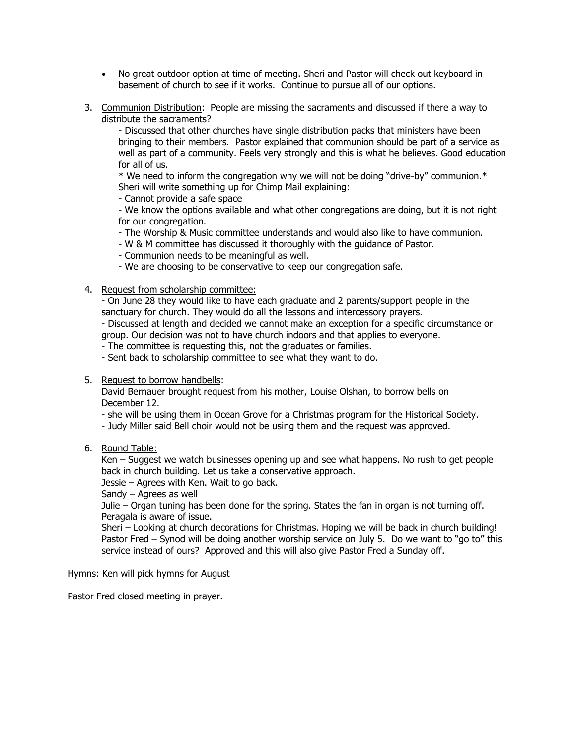- No great outdoor option at time of meeting. Sheri and Pastor will check out keyboard in basement of church to see if it works. Continue to pursue all of our options.

3. Communion Distribution: People are missing the sacraments and discussed if there a way to distribute the sacraments?

   - Discussed that other churches have single distribution packs that ministers have been bringing to their members. Pastor explained that communion should be part of a service as well as part of a community. Feels very strongly and this is what he believes. Good education for all of us.

   * We need to inform the congregation why we will not be doing "drive-by" communion.*
   Sheri will write something up for Chimp Mail explaining:
   - Cannot provide a safe space
   - We know the options available and what other congregations are doing, but it is not right for our congregation.
   - The Worship & Music committee understands and would also like to have communion.
   - W & M committee has discussed it thoroughly with the guidance of Pastor.
   - Communion needs to be meaningful as well.
   - We are choosing to be conservative to keep our congregation safe.

4. Request from scholarship committee:
   - On June 28 they would like to have each graduate and 2 parents/support people in the sanctuary for church. They would do all the lessons and intercessory prayers.
   - Discussed at length and decided we cannot make an exception for a specific circumstance or group. Our decision was not to have church indoors and that applies to everyone.
   - The committee is requesting this, not the graduates or families.
   - Sent back to scholarship committee to see what they want to do.

5. Request to borrow handbells:
   David Bernauer brought request from his mother, Louise Olshan, to borrow bells on December 12.
   - she will be using them in Ocean Grove for a Christmas program for the Historical Society.
   - Judy Miller said Bell choir would not be using them and the request was approved.

6. Round Table:
   Ken – Suggest we watch businesses opening up and see what happens. No rush to get people back in church building. Let us take a conservative approach.
   Jessie – Agrees with Ken. Wait to go back.
   Sandy – Agrees as well
   Julie – Organ tuning has been done for the spring. States the fan in organ is not turning off. Peragala is aware of issue.
   Sheri – Looking at church decorations for Christmas. Hoping we will be back in church building!
   Pastor Fred – Synod will be doing another worship service on July 5. Do we want to "go to" this service instead of ours? Approved and this will also give Pastor Fred a Sunday off.

Hymns: Ken will pick hymns for August

Pastor Fred closed meeting in prayer.